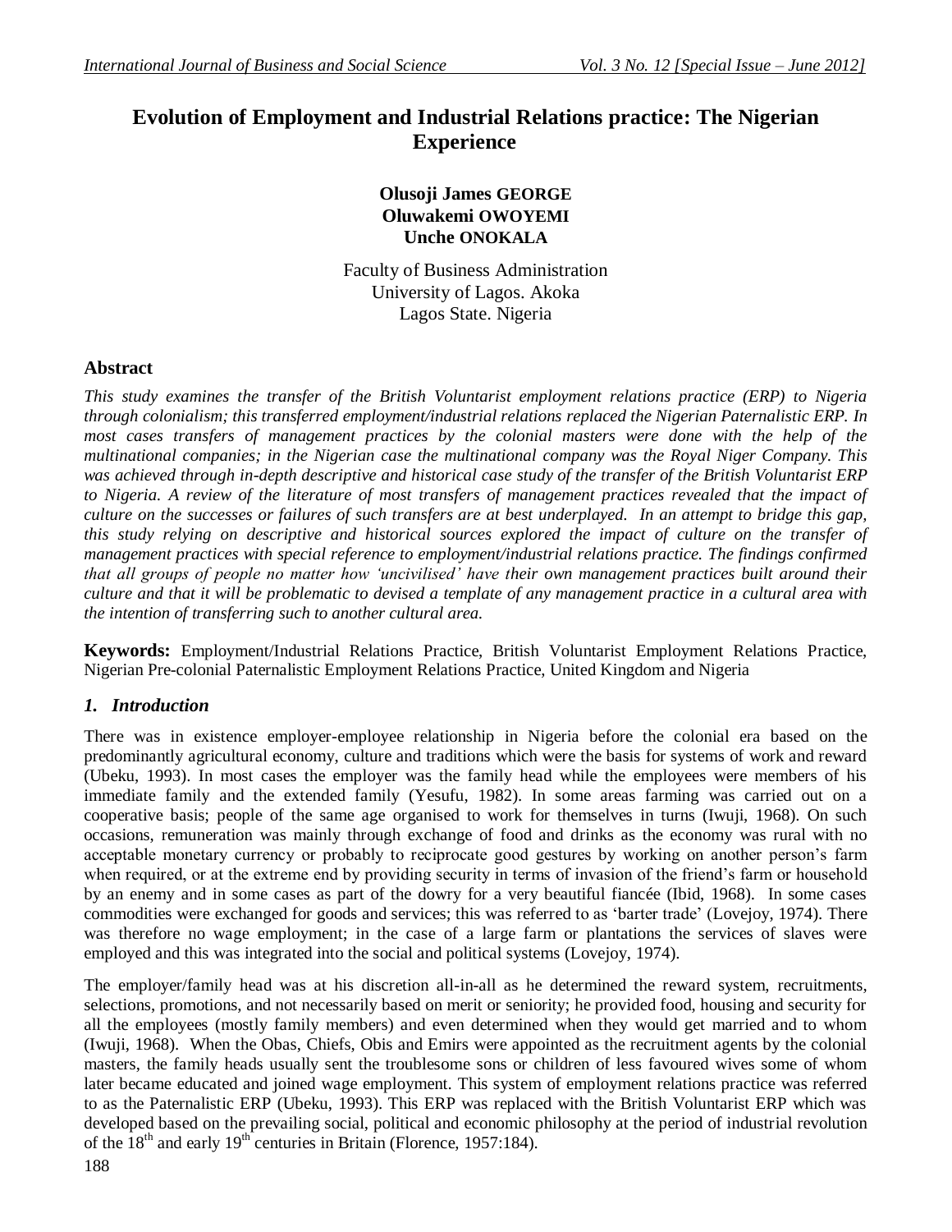// Evolution of Employment and Industrial Relations practice: The Nigerian Experience

**Olusoji James GEORGE**
**Oluwakemi OWOYEMI**
**Unche ONOKALA**

Faculty of Business Administration
University of Lagos. Akoka
Lagos State. Nigeria

## Abstract

*This study examines the transfer of the British Voluntarist employment relations practice (ERP) to Nigeria through colonialism; this transferred employment/industrial relations replaced the Nigerian Paternalistic ERP. In most cases transfers of management practices by the colonial masters were done with the help of the multinational companies; in the Nigerian case the multinational company was the Royal Niger Company. This was achieved through in-depth descriptive and historical case study of the transfer of the British Voluntarist ERP to Nigeria. A review of the literature of most transfers of management practices revealed that the impact of culture on the successes or failures of such transfers are at best underplayed. In an attempt to bridge this gap, this study relying on descriptive and historical sources explored the impact of culture on the transfer of management practices with special reference to employment/industrial relations practice. The findings confirmed that all groups of people no matter how 'uncivilised' have their own management practices built around their culture and that it will be problematic to devised a template of any management practice in a cultural area with the intention of transferring such to another cultural area.*

**Keywords:** Employment/Industrial Relations Practice, British Voluntarist Employment Relations Practice, Nigerian Pre-colonial Paternalistic Employment Relations Practice, United Kingdom and Nigeria

## *1. Introduction*

There was in existence employer-employee relationship in Nigeria before the colonial era based on the predominantly agricultural economy, culture and traditions which were the basis for systems of work and reward (Ubeku, 1993). In most cases the employer was the family head while the employees were members of his immediate family and the extended family (Yesufu, 1982). In some areas farming was carried out on a cooperative basis; people of the same age organised to work for themselves in turns (Iwuji, 1968). On such occasions, remuneration was mainly through exchange of food and drinks as the economy was rural with no acceptable monetary currency or probably to reciprocate good gestures by working on another person's farm when required, or at the extreme end by providing security in terms of invasion of the friend's farm or household by an enemy and in some cases as part of the dowry for a very beautiful fiancée (Ibid, 1968). In some cases commodities were exchanged for goods and services; this was referred to as 'barter trade' (Lovejoy, 1974). There was therefore no wage employment; in the case of a large farm or plantations the services of slaves were employed and this was integrated into the social and political systems (Lovejoy, 1974).

The employer/family head was at his discretion all-in-all as he determined the reward system, recruitments, selections, promotions, and not necessarily based on merit or seniority; he provided food, housing and security for all the employees (mostly family members) and even determined when they would get married and to whom (Iwuji, 1968). When the Obas, Chiefs, Obis and Emirs were appointed as the recruitment agents by the colonial masters, the family heads usually sent the troublesome sons or children of less favoured wives some of whom later became educated and joined wage employment. This system of employment relations practice was referred to as the Paternalistic ERP (Ubeku, 1993). This ERP was replaced with the British Voluntarist ERP which was developed based on the prevailing social, political and economic philosophy at the period of industrial revolution of the 18th and early 19th centuries in Britain (Florence, 1957:184).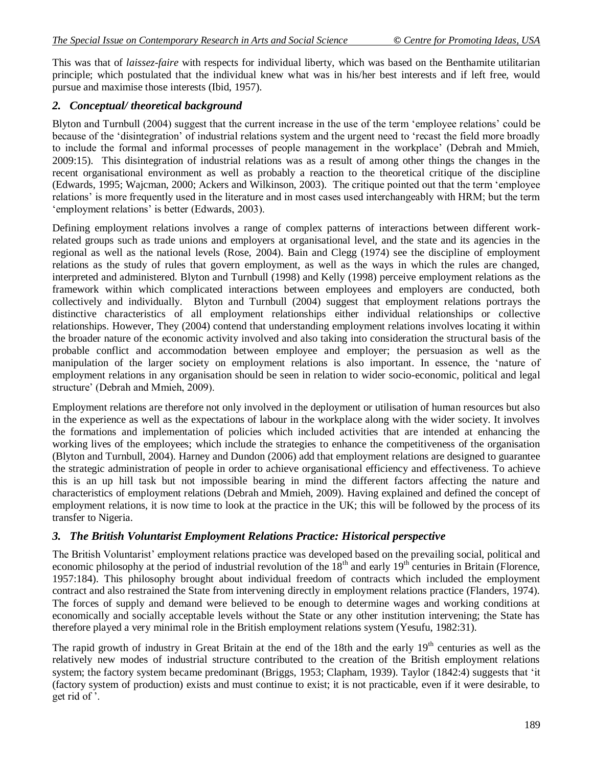This was that of *laissez-faire* with respects for individual liberty, which was based on the Benthamite utilitarian principle; which postulated that the individual knew what was in his/her best interests and if left free, would pursue and maximise those interests (Ibid, 1957).

## *2. Conceptual/ theoretical background*

Blyton and Turnbull (2004) suggest that the current increase in the use of the term 'employee relations' could be because of the 'disintegration' of industrial relations system and the urgent need to 'recast the field more broadly to include the formal and informal processes of people management in the workplace' (Debrah and Mmieh, 2009:15). This disintegration of industrial relations was as a result of among other things the changes in the recent organisational environment as well as probably a reaction to the theoretical critique of the discipline (Edwards, 1995; Wajcman, 2000; Ackers and Wilkinson, 2003). The critique pointed out that the term 'employee relations' is more frequently used in the literature and in most cases used interchangeably with HRM; but the term 'employment relations' is better (Edwards, 2003).

Defining employment relations involves a range of complex patterns of interactions between different work-related groups such as trade unions and employers at organisational level, and the state and its agencies in the regional as well as the national levels (Rose, 2004). Bain and Clegg (1974) see the discipline of employment relations as the study of rules that govern employment, as well as the ways in which the rules are changed, interpreted and administered. Blyton and Turnbull (1998) and Kelly (1998) perceive employment relations as the framework within which complicated interactions between employees and employers are conducted, both collectively and individually. Blyton and Turnbull (2004) suggest that employment relations portrays the distinctive characteristics of all employment relationships either individual relationships or collective relationships. However, They (2004) contend that understanding employment relations involves locating it within the broader nature of the economic activity involved and also taking into consideration the structural basis of the probable conflict and accommodation between employee and employer; the persuasion as well as the manipulation of the larger society on employment relations is also important. In essence, the 'nature of employment relations in any organisation should be seen in relation to wider socio-economic, political and legal structure' (Debrah and Mmieh, 2009).

Employment relations are therefore not only involved in the deployment or utilisation of human resources but also in the experience as well as the expectations of labour in the workplace along with the wider society. It involves the formations and implementation of policies which included activities that are intended at enhancing the working lives of the employees; which include the strategies to enhance the competitiveness of the organisation (Blyton and Turnbull, 2004). Harney and Dundon (2006) add that employment relations are designed to guarantee the strategic administration of people in order to achieve organisational efficiency and effectiveness. To achieve this is an up hill task but not impossible bearing in mind the different factors affecting the nature and characteristics of employment relations (Debrah and Mmieh, 2009). Having explained and defined the concept of employment relations, it is now time to look at the practice in the UK; this will be followed by the process of its transfer to Nigeria.

## *3. The British Voluntarist Employment Relations Practice: Historical perspective*

The British Voluntarist' employment relations practice was developed based on the prevailing social, political and economic philosophy at the period of industrial revolution of the 18th and early 19th centuries in Britain (Florence, 1957:184). This philosophy brought about individual freedom of contracts which included the employment contract and also restrained the State from intervening directly in employment relations practice (Flanders, 1974). The forces of supply and demand were believed to be enough to determine wages and working conditions at economically and socially acceptable levels without the State or any other institution intervening; the State has therefore played a very minimal role in the British employment relations system (Yesufu, 1982:31).

The rapid growth of industry in Great Britain at the end of the 18th and the early 19th centuries as well as the relatively new modes of industrial structure contributed to the creation of the British employment relations system; the factory system became predominant (Briggs, 1953; Clapham, 1939). Taylor (1842:4) suggests that 'it (factory system of production) exists and must continue to exist; it is not practicable, even if it were desirable, to get rid of '.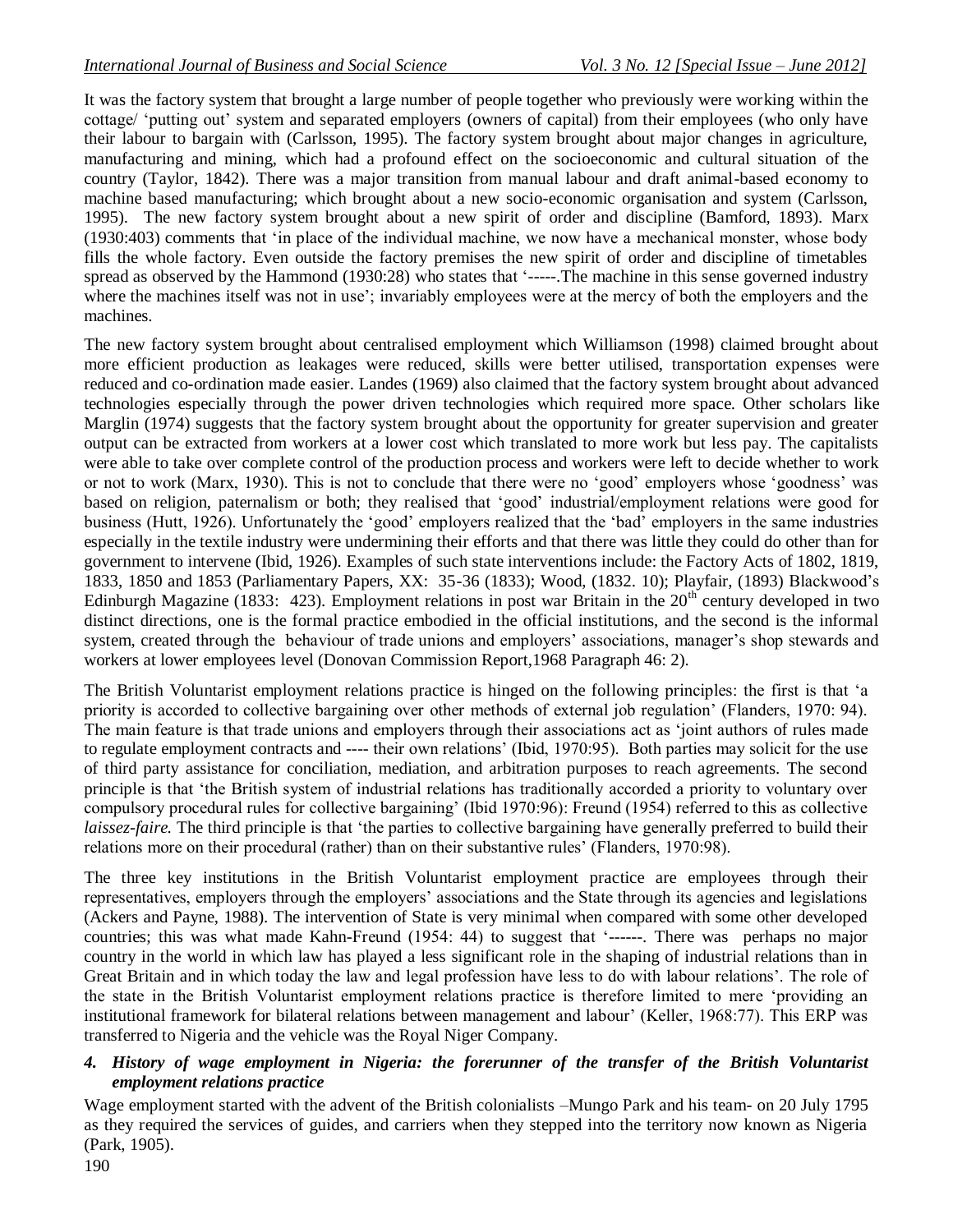It was the factory system that brought a large number of people together who previously were working within the cottage/ 'putting out' system and separated employers (owners of capital) from their employees (who only have their labour to bargain with (Carlsson, 1995). The factory system brought about major changes in agriculture, manufacturing and mining, which had a profound effect on the socioeconomic and cultural situation of the country (Taylor, 1842). There was a major transition from manual labour and draft animal-based economy to machine based manufacturing; which brought about a new socio-economic organisation and system (Carlsson, 1995). The new factory system brought about a new spirit of order and discipline (Bamford, 1893). Marx (1930:403) comments that 'in place of the individual machine, we now have a mechanical monster, whose body fills the whole factory. Even outside the factory premises the new spirit of order and discipline of timetables spread as observed by the Hammond (1930:28) who states that '-----.The machine in this sense governed industry where the machines itself was not in use'; invariably employees were at the mercy of both the employers and the machines.

The new factory system brought about centralised employment which Williamson (1998) claimed brought about more efficient production as leakages were reduced, skills were better utilised, transportation expenses were reduced and co-ordination made easier. Landes (1969) also claimed that the factory system brought about advanced technologies especially through the power driven technologies which required more space. Other scholars like Marglin (1974) suggests that the factory system brought about the opportunity for greater supervision and greater output can be extracted from workers at a lower cost which translated to more work but less pay. The capitalists were able to take over complete control of the production process and workers were left to decide whether to work or not to work (Marx, 1930). This is not to conclude that there were no 'good' employers whose 'goodness' was based on religion, paternalism or both; they realised that 'good' industrial/employment relations were good for business (Hutt, 1926). Unfortunately the 'good' employers realized that the 'bad' employers in the same industries especially in the textile industry were undermining their efforts and that there was little they could do other than for government to intervene (Ibid, 1926). Examples of such state interventions include: the Factory Acts of 1802, 1819, 1833, 1850 and 1853 (Parliamentary Papers, XX: 35-36 (1833); Wood, (1832. 10); Playfair, (1893) Blackwood's Edinburgh Magazine (1833: 423). Employment relations in post war Britain in the 20th century developed in two distinct directions, one is the formal practice embodied in the official institutions, and the second is the informal system, created through the behaviour of trade unions and employers' associations, manager's shop stewards and workers at lower employees level (Donovan Commission Report,1968 Paragraph 46: 2).

The British Voluntarist employment relations practice is hinged on the following principles: the first is that 'a priority is accorded to collective bargaining over other methods of external job regulation' (Flanders, 1970: 94). The main feature is that trade unions and employers through their associations act as 'joint authors of rules made to regulate employment contracts and ---- their own relations' (Ibid, 1970:95). Both parties may solicit for the use of third party assistance for conciliation, mediation, and arbitration purposes to reach agreements. The second principle is that 'the British system of industrial relations has traditionally accorded a priority to voluntary over compulsory procedural rules for collective bargaining' (Ibid 1970:96): Freund (1954) referred to this as collective *laissez-faire.* The third principle is that 'the parties to collective bargaining have generally preferred to build their relations more on their procedural (rather) than on their substantive rules' (Flanders, 1970:98).

The three key institutions in the British Voluntarist employment practice are employees through their representatives, employers through the employers' associations and the State through its agencies and legislations (Ackers and Payne, 1988). The intervention of State is very minimal when compared with some other developed countries; this was what made Kahn-Freund (1954: 44) to suggest that '------. There was perhaps no major country in the world in which law has played a less significant role in the shaping of industrial relations than in Great Britain and in which today the law and legal profession have less to do with labour relations'. The role of the state in the British Voluntarist employment relations practice is therefore limited to mere 'providing an institutional framework for bilateral relations between management and labour' (Keller, 1968:77). This ERP was transferred to Nigeria and the vehicle was the Royal Niger Company.

### *4. History of wage employment in Nigeria: the forerunner of the transfer of the British Voluntarist employment relations practice*

Wage employment started with the advent of the British colonialists –Mungo Park and his team- on 20 July 1795 as they required the services of guides, and carriers when they stepped into the territory now known as Nigeria (Park, 1905).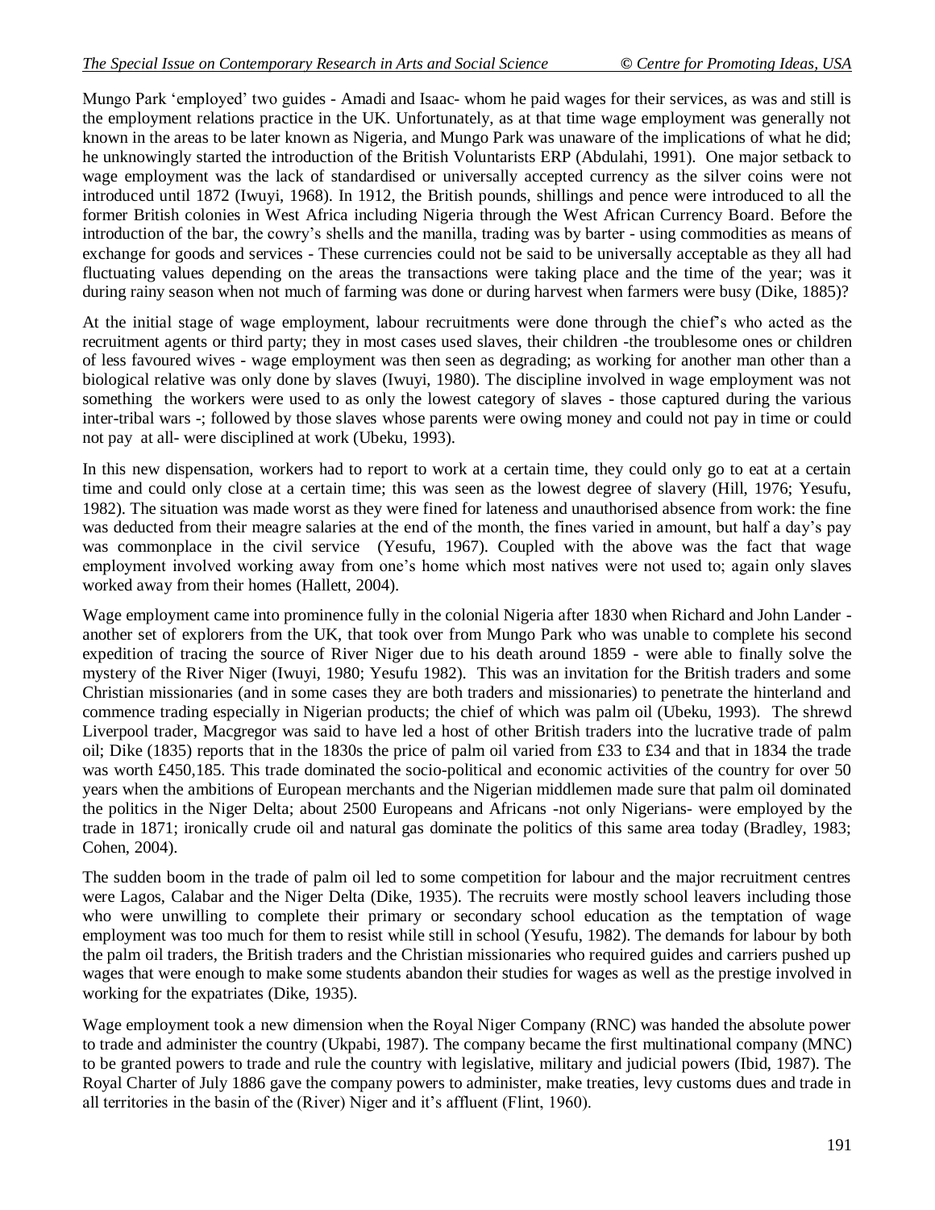Mungo Park 'employed' two guides - Amadi and Isaac- whom he paid wages for their services, as was and still is the employment relations practice in the UK. Unfortunately, as at that time wage employment was generally not known in the areas to be later known as Nigeria, and Mungo Park was unaware of the implications of what he did; he unknowingly started the introduction of the British Voluntarists ERP (Abdulahi, 1991). One major setback to wage employment was the lack of standardised or universally accepted currency as the silver coins were not introduced until 1872 (Iwuyi, 1968). In 1912, the British pounds, shillings and pence were introduced to all the former British colonies in West Africa including Nigeria through the West African Currency Board. Before the introduction of the bar, the cowry's shells and the manilla, trading was by barter - using commodities as means of exchange for goods and services - These currencies could not be said to be universally acceptable as they all had fluctuating values depending on the areas the transactions were taking place and the time of the year; was it during rainy season when not much of farming was done or during harvest when farmers were busy (Dike, 1885)?

At the initial stage of wage employment, labour recruitments were done through the chief's who acted as the recruitment agents or third party; they in most cases used slaves, their children -the troublesome ones or children of less favoured wives - wage employment was then seen as degrading; as working for another man other than a biological relative was only done by slaves (Iwuyi, 1980). The discipline involved in wage employment was not something the workers were used to as only the lowest category of slaves - those captured during the various inter-tribal wars -; followed by those slaves whose parents were owing money and could not pay in time or could not pay at all- were disciplined at work (Ubeku, 1993).

In this new dispensation, workers had to report to work at a certain time, they could only go to eat at a certain time and could only close at a certain time; this was seen as the lowest degree of slavery (Hill, 1976; Yesufu, 1982). The situation was made worst as they were fined for lateness and unauthorised absence from work: the fine was deducted from their meagre salaries at the end of the month, the fines varied in amount, but half a day's pay was commonplace in the civil service (Yesufu, 1967). Coupled with the above was the fact that wage employment involved working away from one's home which most natives were not used to; again only slaves worked away from their homes (Hallett, 2004).

Wage employment came into prominence fully in the colonial Nigeria after 1830 when Richard and John Lander - another set of explorers from the UK, that took over from Mungo Park who was unable to complete his second expedition of tracing the source of River Niger due to his death around 1859 - were able to finally solve the mystery of the River Niger (Iwuyi, 1980; Yesufu 1982). This was an invitation for the British traders and some Christian missionaries (and in some cases they are both traders and missionaries) to penetrate the hinterland and commence trading especially in Nigerian products; the chief of which was palm oil (Ubeku, 1993). The shrewd Liverpool trader, Macgregor was said to have led a host of other British traders into the lucrative trade of palm oil; Dike (1835) reports that in the 1830s the price of palm oil varied from £33 to £34 and that in 1834 the trade was worth £450,185. This trade dominated the socio-political and economic activities of the country for over 50 years when the ambitions of European merchants and the Nigerian middlemen made sure that palm oil dominated the politics in the Niger Delta; about 2500 Europeans and Africans -not only Nigerians- were employed by the trade in 1871; ironically crude oil and natural gas dominate the politics of this same area today (Bradley, 1983; Cohen, 2004).

The sudden boom in the trade of palm oil led to some competition for labour and the major recruitment centres were Lagos, Calabar and the Niger Delta (Dike, 1935). The recruits were mostly school leavers including those who were unwilling to complete their primary or secondary school education as the temptation of wage employment was too much for them to resist while still in school (Yesufu, 1982). The demands for labour by both the palm oil traders, the British traders and the Christian missionaries who required guides and carriers pushed up wages that were enough to make some students abandon their studies for wages as well as the prestige involved in working for the expatriates (Dike, 1935).

Wage employment took a new dimension when the Royal Niger Company (RNC) was handed the absolute power to trade and administer the country (Ukpabi, 1987). The company became the first multinational company (MNC) to be granted powers to trade and rule the country with legislative, military and judicial powers (Ibid, 1987). The Royal Charter of July 1886 gave the company powers to administer, make treaties, levy customs dues and trade in all territories in the basin of the (River) Niger and it's affluent (Flint, 1960).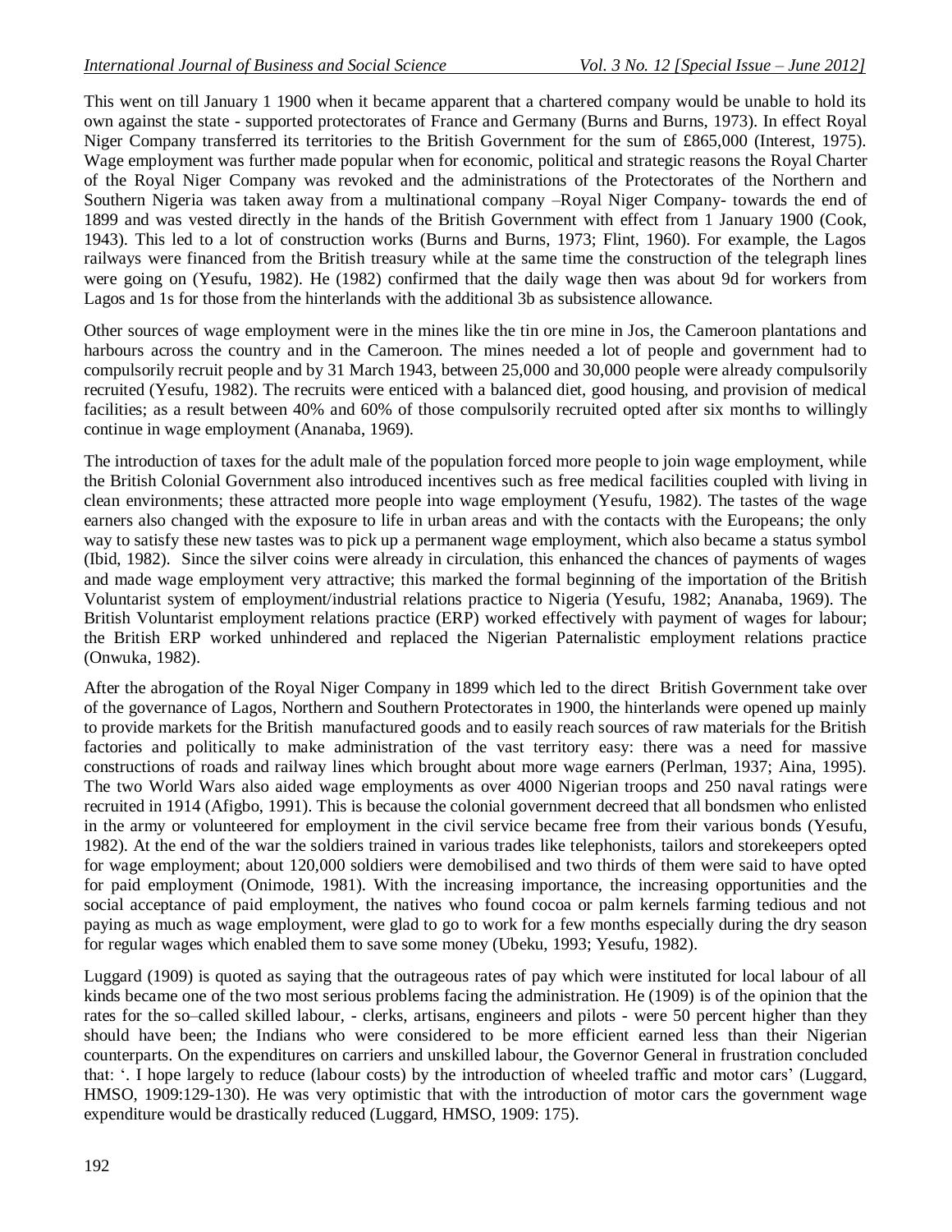This went on till January 1 1900 when it became apparent that a chartered company would be unable to hold its own against the state - supported protectorates of France and Germany (Burns and Burns, 1973). In effect Royal Niger Company transferred its territories to the British Government for the sum of £865,000 (Interest, 1975). Wage employment was further made popular when for economic, political and strategic reasons the Royal Charter of the Royal Niger Company was revoked and the administrations of the Protectorates of the Northern and Southern Nigeria was taken away from a multinational company –Royal Niger Company- towards the end of 1899 and was vested directly in the hands of the British Government with effect from 1 January 1900 (Cook, 1943). This led to a lot of construction works (Burns and Burns, 1973; Flint, 1960). For example, the Lagos railways were financed from the British treasury while at the same time the construction of the telegraph lines were going on (Yesufu, 1982). He (1982) confirmed that the daily wage then was about 9d for workers from Lagos and 1s for those from the hinterlands with the additional 3b as subsistence allowance.

Other sources of wage employment were in the mines like the tin ore mine in Jos, the Cameroon plantations and harbours across the country and in the Cameroon. The mines needed a lot of people and government had to compulsorily recruit people and by 31 March 1943, between 25,000 and 30,000 people were already compulsorily recruited (Yesufu, 1982). The recruits were enticed with a balanced diet, good housing, and provision of medical facilities; as a result between 40% and 60% of those compulsorily recruited opted after six months to willingly continue in wage employment (Ananaba, 1969).

The introduction of taxes for the adult male of the population forced more people to join wage employment, while the British Colonial Government also introduced incentives such as free medical facilities coupled with living in clean environments; these attracted more people into wage employment (Yesufu, 1982). The tastes of the wage earners also changed with the exposure to life in urban areas and with the contacts with the Europeans; the only way to satisfy these new tastes was to pick up a permanent wage employment, which also became a status symbol (Ibid, 1982). Since the silver coins were already in circulation, this enhanced the chances of payments of wages and made wage employment very attractive; this marked the formal beginning of the importation of the British Voluntarist system of employment/industrial relations practice to Nigeria (Yesufu, 1982; Ananaba, 1969). The British Voluntarist employment relations practice (ERP) worked effectively with payment of wages for labour; the British ERP worked unhindered and replaced the Nigerian Paternalistic employment relations practice (Onwuka, 1982).

After the abrogation of the Royal Niger Company in 1899 which led to the direct British Government take over of the governance of Lagos, Northern and Southern Protectorates in 1900, the hinterlands were opened up mainly to provide markets for the British manufactured goods and to easily reach sources of raw materials for the British factories and politically to make administration of the vast territory easy: there was a need for massive constructions of roads and railway lines which brought about more wage earners (Perlman, 1937; Aina, 1995). The two World Wars also aided wage employments as over 4000 Nigerian troops and 250 naval ratings were recruited in 1914 (Afigbo, 1991). This is because the colonial government decreed that all bondsmen who enlisted in the army or volunteered for employment in the civil service became free from their various bonds (Yesufu, 1982). At the end of the war the soldiers trained in various trades like telephonists, tailors and storekeepers opted for wage employment; about 120,000 soldiers were demobilised and two thirds of them were said to have opted for paid employment (Onimode, 1981). With the increasing importance, the increasing opportunities and the social acceptance of paid employment, the natives who found cocoa or palm kernels farming tedious and not paying as much as wage employment, were glad to go to work for a few months especially during the dry season for regular wages which enabled them to save some money (Ubeku, 1993; Yesufu, 1982).

Luggard (1909) is quoted as saying that the outrageous rates of pay which were instituted for local labour of all kinds became one of the two most serious problems facing the administration. He (1909) is of the opinion that the rates for the so–called skilled labour, - clerks, artisans, engineers and pilots - were 50 percent higher than they should have been; the Indians who were considered to be more efficient earned less than their Nigerian counterparts. On the expenditures on carriers and unskilled labour, the Governor General in frustration concluded that: '. I hope largely to reduce (labour costs) by the introduction of wheeled traffic and motor cars' (Luggard, HMSO, 1909:129-130). He was very optimistic that with the introduction of motor cars the government wage expenditure would be drastically reduced (Luggard, HMSO, 1909: 175).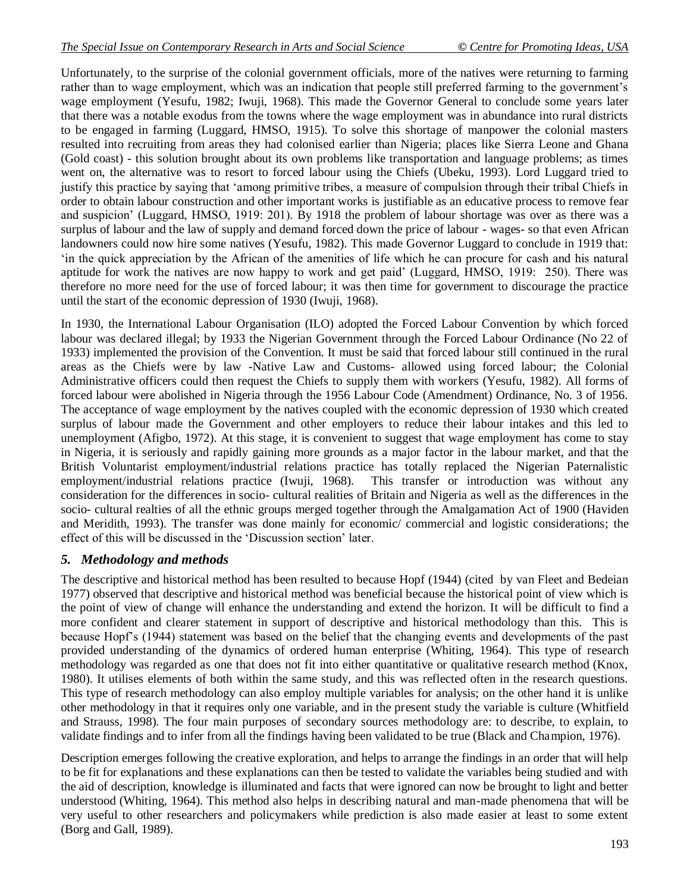Unfortunately, to the surprise of the colonial government officials, more of the natives were returning to farming rather than to wage employment, which was an indication that people still preferred farming to the government's wage employment (Yesufu, 1982; Iwuji, 1968). This made the Governor General to conclude some years later that there was a notable exodus from the towns where the wage employment was in abundance into rural districts to be engaged in farming (Luggard, HMSO, 1915). To solve this shortage of manpower the colonial masters resulted into recruiting from areas they had colonised earlier than Nigeria; places like Sierra Leone and Ghana (Gold coast) - this solution brought about its own problems like transportation and language problems; as times went on, the alternative was to resort to forced labour using the Chiefs (Ubeku, 1993). Lord Luggard tried to justify this practice by saying that 'among primitive tribes, a measure of compulsion through their tribal Chiefs in order to obtain labour construction and other important works is justifiable as an educative process to remove fear and suspicion' (Luggard, HMSO, 1919: 201). By 1918 the problem of labour shortage was over as there was a surplus of labour and the law of supply and demand forced down the price of labour - wages- so that even African landowners could now hire some natives (Yesufu, 1982). This made Governor Luggard to conclude in 1919 that: 'in the quick appreciation by the African of the amenities of life which he can procure for cash and his natural aptitude for work the natives are now happy to work and get paid' (Luggard, HMSO, 1919: 250). There was therefore no more need for the use of forced labour; it was then time for government to discourage the practice until the start of the economic depression of 1930 (Iwuji, 1968).

In 1930, the International Labour Organisation (ILO) adopted the Forced Labour Convention by which forced labour was declared illegal; by 1933 the Nigerian Government through the Forced Labour Ordinance (No 22 of 1933) implemented the provision of the Convention. It must be said that forced labour still continued in the rural areas as the Chiefs were by law -Native Law and Customs- allowed using forced labour; the Colonial Administrative officers could then request the Chiefs to supply them with workers (Yesufu, 1982). All forms of forced labour were abolished in Nigeria through the 1956 Labour Code (Amendment) Ordinance, No. 3 of 1956. The acceptance of wage employment by the natives coupled with the economic depression of 1930 which created surplus of labour made the Government and other employers to reduce their labour intakes and this led to unemployment (Afigbo, 1972). At this stage, it is convenient to suggest that wage employment has come to stay in Nigeria, it is seriously and rapidly gaining more grounds as a major factor in the labour market, and that the British Voluntarist employment/industrial relations practice has totally replaced the Nigerian Paternalistic employment/industrial relations practice (Iwuji, 1968). This transfer or introduction was without any consideration for the differences in socio- cultural realities of Britain and Nigeria as well as the differences in the socio- cultural realties of all the ethnic groups merged together through the Amalgamation Act of 1900 (Haviden and Meridith, 1993). The transfer was done mainly for economic/ commercial and logistic considerations; the effect of this will be discussed in the 'Discussion section' later.

## *5. Methodology and methods*

The descriptive and historical method has been resulted to because Hopf (1944) (cited by van Fleet and Bedeian 1977) observed that descriptive and historical method was beneficial because the historical point of view which is the point of view of change will enhance the understanding and extend the horizon. It will be difficult to find a more confident and clearer statement in support of descriptive and historical methodology than this. This is because Hopf's (1944) statement was based on the belief that the changing events and developments of the past provided understanding of the dynamics of ordered human enterprise (Whiting, 1964). This type of research methodology was regarded as one that does not fit into either quantitative or qualitative research method (Knox, 1980). It utilises elements of both within the same study, and this was reflected often in the research questions. This type of research methodology can also employ multiple variables for analysis; on the other hand it is unlike other methodology in that it requires only one variable, and in the present study the variable is culture (Whitfield and Strauss, 1998). The four main purposes of secondary sources methodology are: to describe, to explain, to validate findings and to infer from all the findings having been validated to be true (Black and Champion, 1976).

Description emerges following the creative exploration, and helps to arrange the findings in an order that will help to be fit for explanations and these explanations can then be tested to validate the variables being studied and with the aid of description, knowledge is illuminated and facts that were ignored can now be brought to light and better understood (Whiting, 1964). This method also helps in describing natural and man-made phenomena that will be very useful to other researchers and policymakers while prediction is also made easier at least to some extent (Borg and Gall, 1989).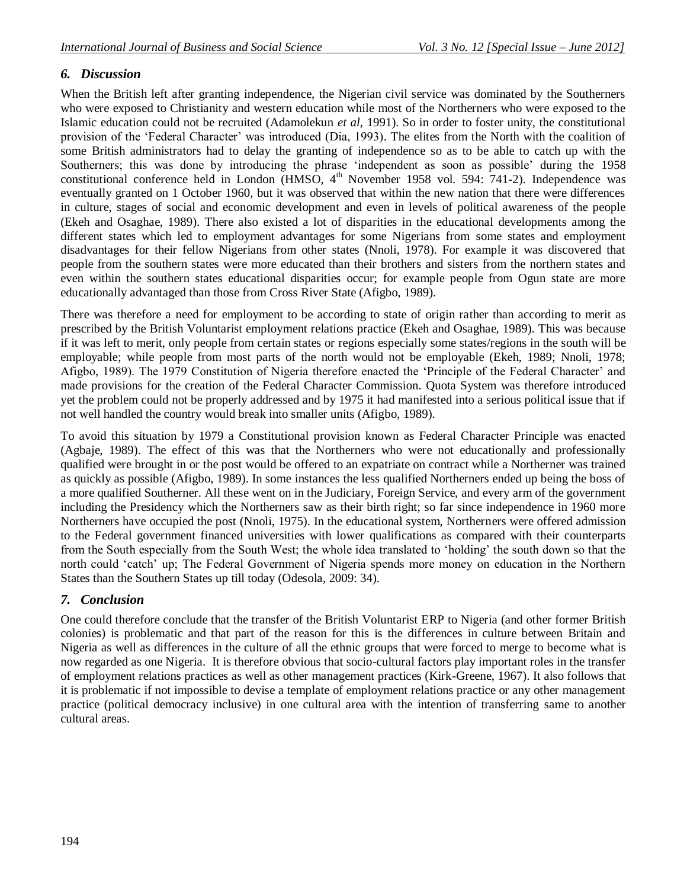## *6. Discussion*

When the British left after granting independence, the Nigerian civil service was dominated by the Southerners who were exposed to Christianity and western education while most of the Northerners who were exposed to the Islamic education could not be recruited (Adamolekun *et al*, 1991). So in order to foster unity, the constitutional provision of the 'Federal Character' was introduced (Dia, 1993). The elites from the North with the coalition of some British administrators had to delay the granting of independence so as to be able to catch up with the Southerners; this was done by introducing the phrase 'independent as soon as possible' during the 1958 constitutional conference held in London (HMSO, 4th November 1958 vol. 594: 741-2). Independence was eventually granted on 1 October 1960, but it was observed that within the new nation that there were differences in culture, stages of social and economic development and even in levels of political awareness of the people (Ekeh and Osaghae, 1989). There also existed a lot of disparities in the educational developments among the different states which led to employment advantages for some Nigerians from some states and employment disadvantages for their fellow Nigerians from other states (Nnoli, 1978). For example it was discovered that people from the southern states were more educated than their brothers and sisters from the northern states and even within the southern states educational disparities occur; for example people from Ogun state are more educationally advantaged than those from Cross River State (Afigbo, 1989).

There was therefore a need for employment to be according to state of origin rather than according to merit as prescribed by the British Voluntarist employment relations practice (Ekeh and Osaghae, 1989). This was because if it was left to merit, only people from certain states or regions especially some states/regions in the south will be employable; while people from most parts of the north would not be employable (Ekeh, 1989; Nnoli, 1978; Afigbo, 1989). The 1979 Constitution of Nigeria therefore enacted the 'Principle of the Federal Character' and made provisions for the creation of the Federal Character Commission. Quota System was therefore introduced yet the problem could not be properly addressed and by 1975 it had manifested into a serious political issue that if not well handled the country would break into smaller units (Afigbo, 1989).

To avoid this situation by 1979 a Constitutional provision known as Federal Character Principle was enacted (Agbaje, 1989). The effect of this was that the Northerners who were not educationally and professionally qualified were brought in or the post would be offered to an expatriate on contract while a Northerner was trained as quickly as possible (Afigbo, 1989). In some instances the less qualified Northerners ended up being the boss of a more qualified Southerner. All these went on in the Judiciary, Foreign Service, and every arm of the government including the Presidency which the Northerners saw as their birth right; so far since independence in 1960 more Northerners have occupied the post (Nnoli, 1975). In the educational system, Northerners were offered admission to the Federal government financed universities with lower qualifications as compared with their counterparts from the South especially from the South West; the whole idea translated to 'holding' the south down so that the north could 'catch' up; The Federal Government of Nigeria spends more money on education in the Northern States than the Southern States up till today (Odesola, 2009: 34).

## *7. Conclusion*

One could therefore conclude that the transfer of the British Voluntarist ERP to Nigeria (and other former British colonies) is problematic and that part of the reason for this is the differences in culture between Britain and Nigeria as well as differences in the culture of all the ethnic groups that were forced to merge to become what is now regarded as one Nigeria. It is therefore obvious that socio-cultural factors play important roles in the transfer of employment relations practices as well as other management practices (Kirk-Greene, 1967). It also follows that it is problematic if not impossible to devise a template of employment relations practice or any other management practice (political democracy inclusive) in one cultural area with the intention of transferring same to another cultural areas.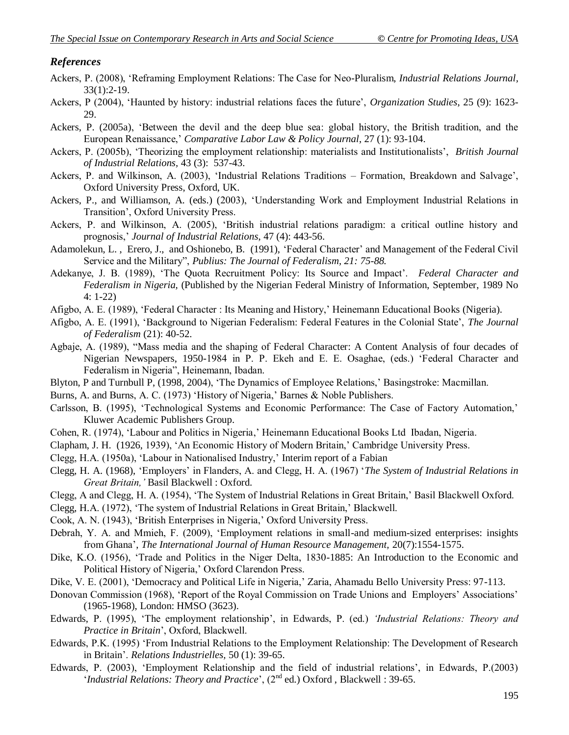## *References*

Ackers, P. (2008), 'Reframing Employment Relations: The Case for Neo-Pluralism, *Industrial Relations Journal*, 33(1):2-19.

Ackers, P (2004), 'Haunted by history: industrial relations faces the future', *Organization Studies,* 25 (9): 1623-29.

Ackers, P. (2005a), 'Between the devil and the deep blue sea: global history, the British tradition, and the European Renaissance,' *Comparative Labor Law & Policy Journal*, 27 (1): 93-104.

Ackers, P. (2005b), 'Theorizing the employment relationship: materialists and Institutionalists', *British Journal of Industrial Relations,* 43 (3): 537-43.

Ackers, P. and Wilkinson, A. (2003), 'Industrial Relations Traditions – Formation, Breakdown and Salvage', Oxford University Press, Oxford, UK.

Ackers, P., and Williamson, A. (eds.) (2003), 'Understanding Work and Employment Industrial Relations in Transition', Oxford University Press.

Ackers, P. and Wilkinson, A. (2005), 'British industrial relations paradigm: a critical outline history and prognosis,' *Journal of Industrial Relations,* 47 (4): 443-56.

Adamolekun, L. , Erero, J., and Oshionebo, B. (1991), 'Federal Character' and Management of the Federal Civil Service and the Military", *Publius: The Journal of Federalism, 21: 75-88.*

Adekanye, J. B. (1989), 'The Quota Recruitment Policy: Its Source and Impact'. *Federal Character and Federalism in Nigeria,* (Published by the Nigerian Federal Ministry of Information, September, 1989 No 4: 1-22)

Afigbo, A. E. (1989), 'Federal Character : Its Meaning and History,' Heinemann Educational Books (Nigeria).

Afigbo, A. E. (1991), 'Background to Nigerian Federalism: Federal Features in the Colonial State', *The Journal of Federalism* (21): 40-52.

Agbaje, A. (1989), "Mass media and the shaping of Federal Character: A Content Analysis of four decades of Nigerian Newspapers, 1950-1984 in P. P. Ekeh and E. E. Osaghae, (eds.) 'Federal Character and Federalism in Nigeria", Heinemann, Ibadan.

Blyton, P and Turnbull P, (1998, 2004), 'The Dynamics of Employee Relations,' Basingstroke: Macmillan.

Burns, A. and Burns, A. C. (1973) 'History of Nigeria,' Barnes & Noble Publishers.

Carlsson, B. (1995), 'Technological Systems and Economic Performance: The Case of Factory Automation,' Kluwer Academic Publishers Group.

Cohen, R. (1974), 'Labour and Politics in Nigeria,' Heinemann Educational Books Ltd Ibadan, Nigeria.

Clapham, J. H. (1926, 1939), 'An Economic History of Modern Britain,' Cambridge University Press.

Clegg, H.A. (1950a), 'Labour in Nationalised Industry,' Interim report of a Fabian

Clegg, H. A. (1968), 'Employers' in Flanders, A. and Clegg, H. A. (1967) '*The System of Industrial Relations in Great Britain,'* Basil Blackwell : Oxford.

Clegg, A and Clegg, H. A. (1954), 'The System of Industrial Relations in Great Britain,' Basil Blackwell Oxford.

Clegg, H.A. (1972), 'The system of Industrial Relations in Great Britain,' Blackwell.

Cook, A. N. (1943), 'British Enterprises in Nigeria,' Oxford University Press.

Debrah, Y. A. and Mmieh, F. (2009), 'Employment relations in small-and medium-sized enterprises: insights from Ghana', *The International Journal of Human Resource Management,* 20(7):1554-1575.

Dike, K.O. (1956), 'Trade and Politics in the Niger Delta, 1830-1885: An Introduction to the Economic and Political History of Nigeria,' Oxford Clarendon Press.

Dike, V. E. (2001), 'Democracy and Political Life in Nigeria,' Zaria, Ahamadu Bello University Press: 97-113.

Donovan Commission (1968), 'Report of the Royal Commission on Trade Unions and Employers' Associations' (1965-1968), London: HMSO (3623).

Edwards, P. (1995), 'The employment relationship', in Edwards, P. (ed.) *'Industrial Relations: Theory and Practice in Britain*', Oxford, Blackwell.

Edwards, P.K. (1995) 'From Industrial Relations to the Employment Relationship: The Development of Research in Britain'. *Relations Industrielles,* 50 (1): 39-65.

Edwards, P. (2003), 'Employment Relationship and the field of industrial relations', in Edwards, P.(2003) '*Industrial Relations: Theory and Practice*', (2nd ed.) Oxford , Blackwell : 39-65.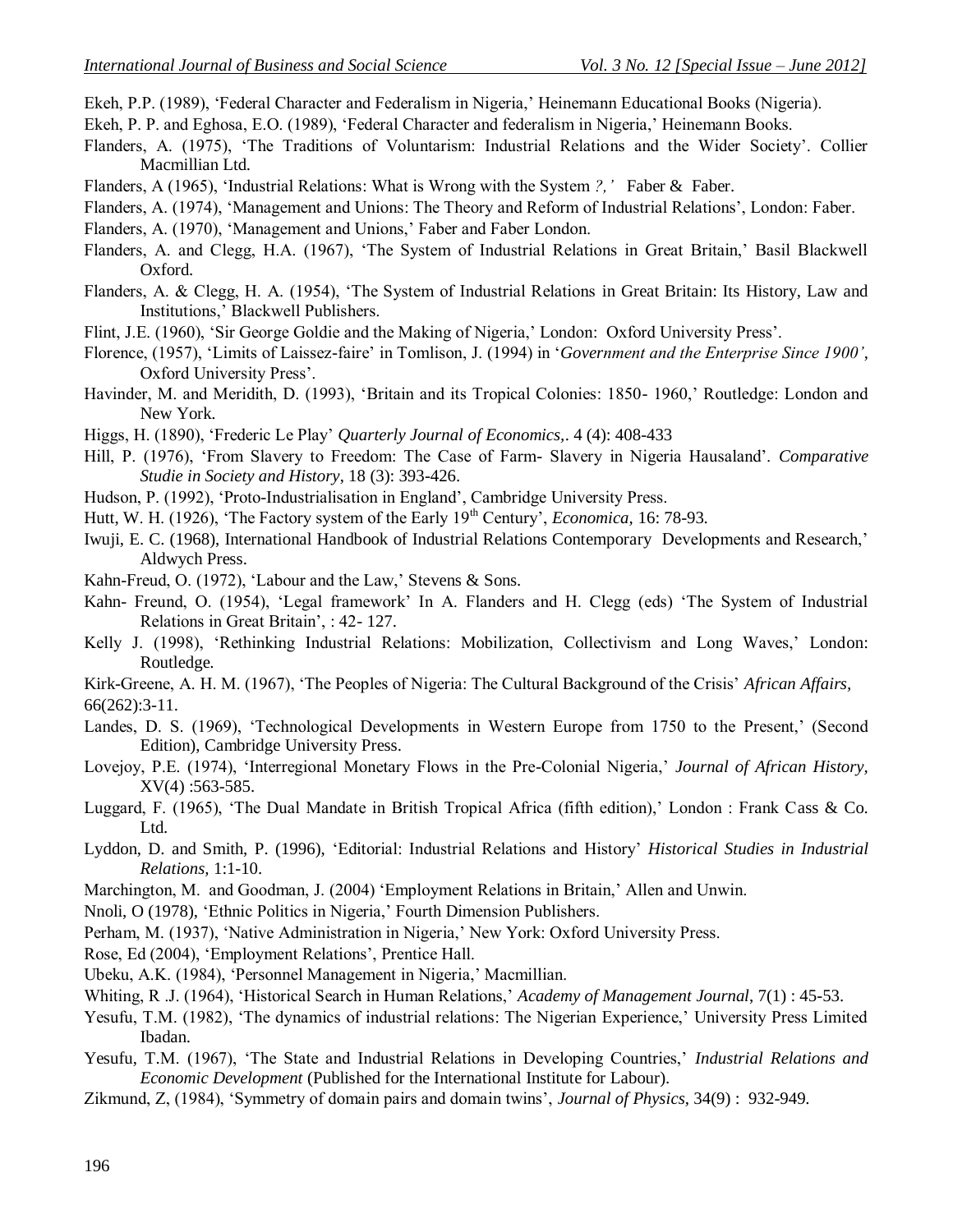Ekeh, P.P. (1989), 'Federal Character and Federalism in Nigeria,' Heinemann Educational Books (Nigeria).

Ekeh, P. P. and Eghosa, E.O. (1989), 'Federal Character and federalism in Nigeria,' Heinemann Books.

Flanders, A. (1975), 'The Traditions of Voluntarism: Industrial Relations and the Wider Society'. Collier Macmillian Ltd.

Flanders, A (1965), 'Industrial Relations: What is Wrong with the System *?,'* Faber & Faber.

Flanders, A. (1974), 'Management and Unions: The Theory and Reform of Industrial Relations', London: Faber.

Flanders, A. (1970), 'Management and Unions,' Faber and Faber London.

Flanders, A. and Clegg, H.A. (1967), 'The System of Industrial Relations in Great Britain,' Basil Blackwell Oxford.

Flanders, A. & Clegg, H. A. (1954), 'The System of Industrial Relations in Great Britain: Its History, Law and Institutions,' Blackwell Publishers.

Flint, J.E. (1960), 'Sir George Goldie and the Making of Nigeria,' London: Oxford University Press'.

Florence, (1957), 'Limits of Laissez-faire' in Tomlison, J. (1994) in '*Government and the Enterprise Since 1900'*, Oxford University Press'.

Havinder, M. and Meridith, D. (1993), 'Britain and its Tropical Colonies: 1850- 1960,' Routledge: London and New York.

Higgs, H. (1890), 'Frederic Le Play' *Quarterly Journal of Economics*,. 4 (4): 408-433

Hill, P. (1976), 'From Slavery to Freedom: The Case of Farm- Slavery in Nigeria Hausaland'. *Comparative Studie in Society and History*, 18 (3): 393-426.

Hudson, P. (1992), 'Proto-Industrialisation in England', Cambridge University Press.

Hutt, W. H. (1926), 'The Factory system of the Early 19th Century', *Economica,* 16: 78-93.

Iwuji, E. C. (1968), International Handbook of Industrial Relations Contemporary Developments and Research,' Aldwych Press.

Kahn-Freud, O. (1972), 'Labour and the Law,' Stevens & Sons.

Kahn- Freund, O. (1954), 'Legal framework' In A. Flanders and H. Clegg (eds) 'The System of Industrial Relations in Great Britain', : 42- 127.

Kelly J. (1998), 'Rethinking Industrial Relations: Mobilization, Collectivism and Long Waves,' London: Routledge.

Kirk-Greene, A. H. M. (1967), 'The Peoples of Nigeria: The Cultural Background of the Crisis' *African Affairs,* 66(262):3-11.

Landes, D. S. (1969), 'Technological Developments in Western Europe from 1750 to the Present,' (Second Edition), Cambridge University Press.

Lovejoy, P.E. (1974), 'Interregional Monetary Flows in the Pre-Colonial Nigeria,' *Journal of African History,* XV(4) :563-585.

Luggard, F. (1965), 'The Dual Mandate in British Tropical Africa (fifth edition),' London : Frank Cass & Co. Ltd.

Lyddon, D. and Smith, P. (1996), 'Editorial: Industrial Relations and History' *Historical Studies in Industrial Relations,* 1:1-10.

Marchington, M. and Goodman, J. (2004) 'Employment Relations in Britain,' Allen and Unwin.

Nnoli, O (1978), 'Ethnic Politics in Nigeria,' Fourth Dimension Publishers.

Perham, M. (1937), 'Native Administration in Nigeria,' New York: Oxford University Press.

Rose, Ed (2004), 'Employment Relations', Prentice Hall.

Ubeku, A.K. (1984), 'Personnel Management in Nigeria,' Macmillian.

Whiting, R .J. (1964), 'Historical Search in Human Relations,' *Academy of Management Journal*, 7(1) : 45-53.

Yesufu, T.M. (1982), 'The dynamics of industrial relations: The Nigerian Experience,' University Press Limited Ibadan.

Yesufu, T.M. (1967), 'The State and Industrial Relations in Developing Countries,' *Industrial Relations and Economic Development* (Published for the International Institute for Labour).

Zikmund, Z, (1984), 'Symmetry of domain pairs and domain twins', *Journal of Physics,* 34(9) : 932-949.